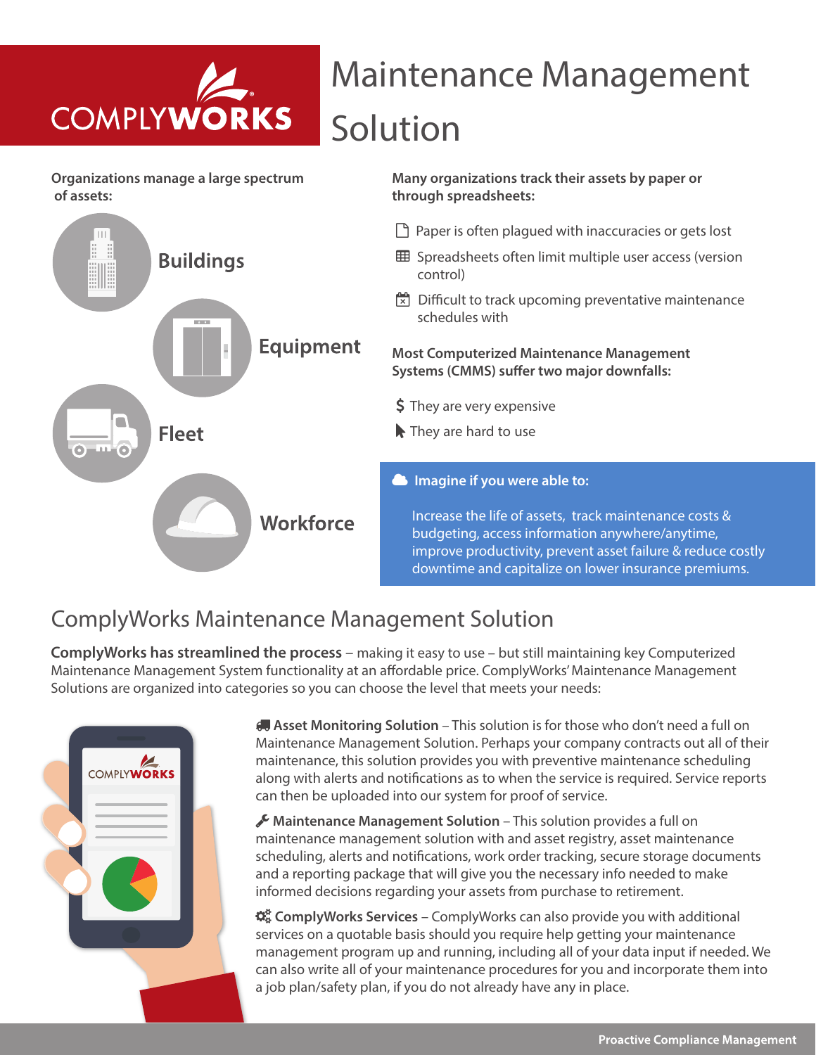COMPLYWORKS

# Maintenance Management Solution

**Organizations manage a large spectrum of assets:**

- Buildings
- Equipment
- Fleet
- Workforce

**Many organizations track their assets by paper or through spreadsheets:**

- Paper is often plagued with inaccuracies or gets lost
- Spreadsheets often limit multiple user access (version control)
- Difficult to track upcoming preventative maintenance schedules with

**Most Computerized Maintenance Management Systems (CMMS) suffer two major downfalls:**

- They are very expensive
- They are hard to use

**Imagine if you were able to:**

Increase the life of assets, track maintenance costs & budgeting, access information anywhere/anytime, improve productivity, prevent asset failure & reduce costly downtime and capitalize on lower insurance premiums.

## ComplyWorks Maintenance Management Solution

**ComplyWorks has streamlined the process** – making it easy to use – but still maintaining key Computerized Maintenance Management System functionality at an affordable price. ComplyWorks' Maintenance Management Solutions are organized into categories so you can choose the level that meets your needs:

**Asset Monitoring Solution** – This solution is for those who don't need a full on Maintenance Management Solution. Perhaps your company contracts out all of their maintenance, this solution provides you with preventive maintenance scheduling along with alerts and notifications as to when the service is required. Service reports can then be uploaded into our system for proof of service.

**Maintenance Management Solution** – This solution provides a full on maintenance management solution with and asset registry, asset maintenance scheduling, alerts and notifications, work order tracking, secure storage documents and a reporting package that will give you the necessary info needed to make informed decisions regarding your assets from purchase to retirement.

**ComplyWorks Services** – ComplyWorks can also provide you with additional services on a quotable basis should you require help getting your maintenance management program up and running, including all of your data input if needed. We can also write all of your maintenance procedures for you and incorporate them into a job plan/safety plan, if you do not already have any in place.

Proactive Compliance Management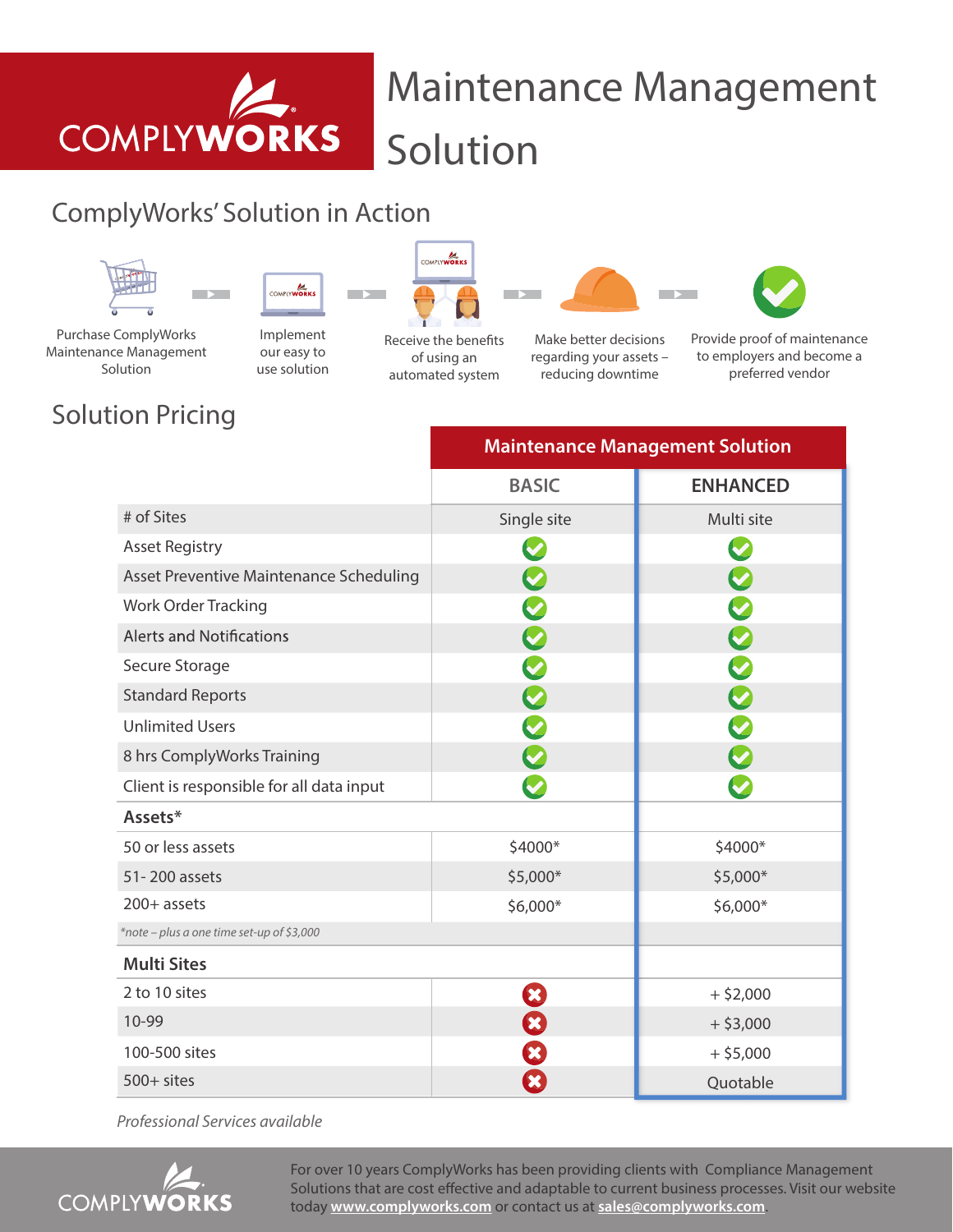COMPLYWORKS

# Maintenance Management Solution

## ComplyWorks' Solution in Action

Purchase ComplyWorks Maintenance Management Solution

Implement our easy to use solution

Receive the benefits of using an automated system

Make better decisions regarding your assets – reducing downtime

Provide proof of maintenance to employers and become a preferred vendor

## Solution Pricing

| | Maintenance Management Solution | |
|---|---|---|
| | BASIC | ENHANCED |
| # of Sites | Single site | Multi site |
| Asset Registry | ✓ | ✓ |
| Asset Preventive Maintenance Scheduling | ✓ | ✓ |
| Work Order Tracking | ✓ | ✓ |
| Alerts and Notifications | ✓ | ✓ |
| Secure Storage | ✓ | ✓ |
| Standard Reports | ✓ | ✓ |
| Unlimited Users | ✓ | ✓ |
| 8 hrs ComplyWorks Training | ✓ | ✓ |
| Client is responsible for all data input | ✓ | ✓ |
| **Assets*** | | |
| 50 or less assets | $4000* | $4000* |
| 51- 200 assets | $5,000* | $5,000* |
| 200+ assets | $6,000* | $6,000* |
| *\*note – plus a one time set-up of $3,000* | | |
| **Multi Sites** | | |
| 2 to 10 sites | ✗ | + $2,000 |
| 10-99 | ✗ | + $3,000 |
| 100-500 sites | ✗ | + $5,000 |
| 500+ sites | ✗ | Quotable |

*Professional Services available*

COMPLYWORKS

For over 10 years ComplyWorks has been providing clients with Compliance Management Solutions that are cost effective and adaptable to current business processes. Visit our website today www.complyworks.com or contact us at sales@complyworks.com.